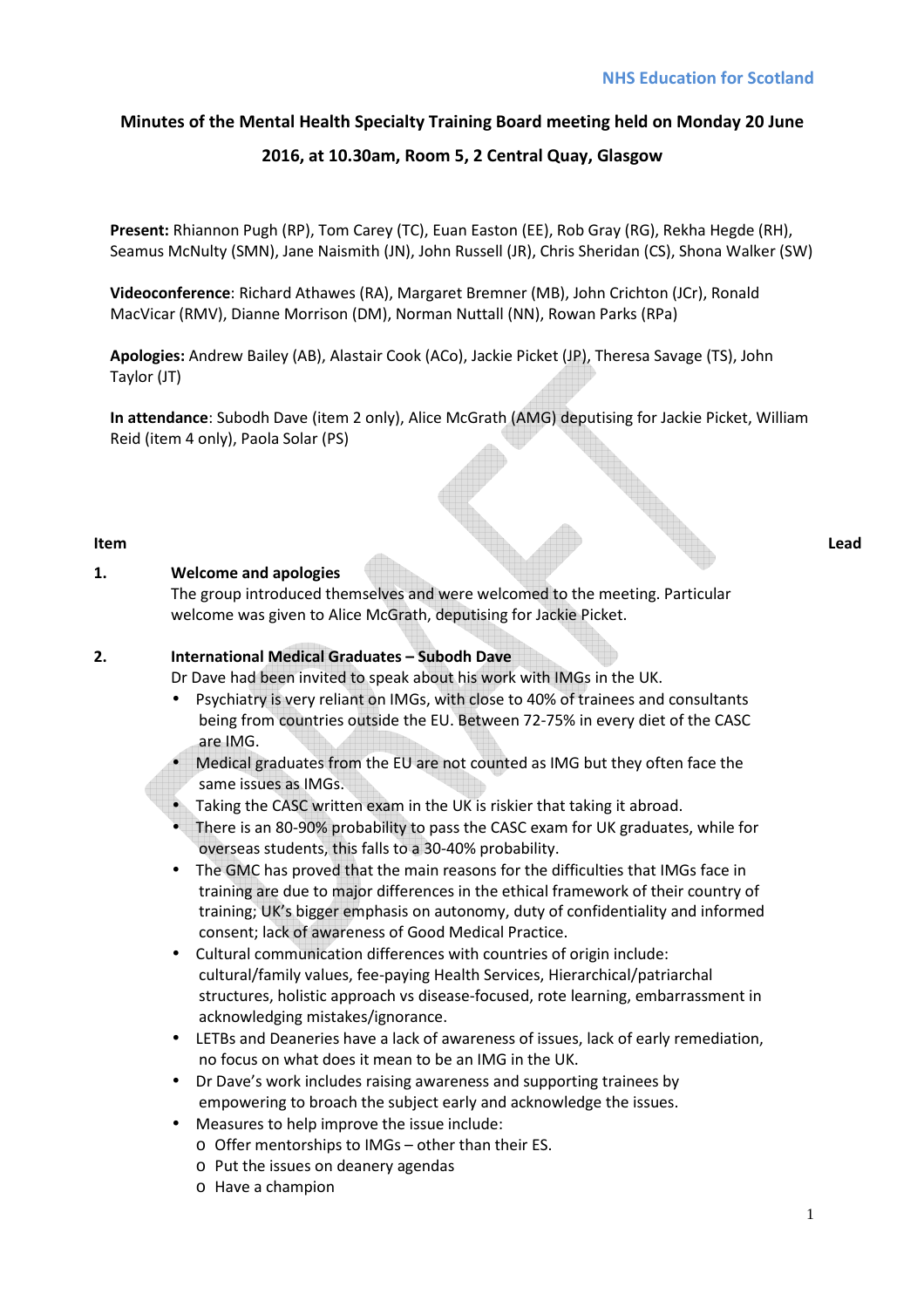NHS Education for Scotland

**Minutes of the Mental Health Specialty Training Board meeting held on Monday 20 June 2016, at 10.30am, Room 5, 2 Central Quay, Glasgow**

**Present:** Rhiannon Pugh (RP), Tom Carey (TC), Euan Easton (EE), Rob Gray (RG), Rekha Hegde (RH), Seamus McNulty (SMN), Jane Naismith (JN), John Russell (JR), Chris Sheridan (CS), Shona Walker (SW)

**Videoconference**: Richard Athawes (RA), Margaret Bremner (MB), John Crichton (JCr), Ronald MacVicar (RMV), Dianne Morrison (DM), Norman Nuttall (NN), Rowan Parks (RPa)

**Apologies:** Andrew Bailey (AB), Alastair Cook (ACo), Jackie Picket (JP), Theresa Savage (TS), John Taylor (JT)

**In attendance**: Subodh Dave (item 2 only), Alice McGrath (AMG) deputising for Jackie Picket, William Reid (item 4 only), Paola Solar (PS)

**Item** | **Lead**

**1. Welcome and apologies**

The group introduced themselves and were welcomed to the meeting. Particular welcome was given to Alice McGrath, deputising for Jackie Picket.

**2. International Medical Graduates – Subodh Dave**

Dr Dave had been invited to speak about his work with IMGs in the UK.

- Psychiatry is very reliant on IMGs, with close to 40% of trainees and consultants being from countries outside the EU. Between 72-75% in every diet of the CASC are IMG.
- Medical graduates from the EU are not counted as IMG but they often face the same issues as IMGs.
- Taking the CASC written exam in the UK is riskier that taking it abroad.
- There is an 80-90% probability to pass the CASC exam for UK graduates, while for overseas students, this falls to a 30-40% probability.
- The GMC has proved that the main reasons for the difficulties that IMGs face in training are due to major differences in the ethical framework of their country of training; UK's bigger emphasis on autonomy, duty of confidentiality and informed consent; lack of awareness of Good Medical Practice.
- Cultural communication differences with countries of origin include: cultural/family values, fee-paying Health Services, Hierarchical/patriarchal structures, holistic approach vs disease-focused, rote learning, embarrassment in acknowledging mistakes/ignorance.
- LETBs and Deaneries have a lack of awareness of issues, lack of early remediation, no focus on what does it mean to be an IMG in the UK.
- Dr Dave's work includes raising awareness and supporting trainees by empowering to broach the subject early and acknowledge the issues.
- Measures to help improve the issue include:
  - Offer mentorships to IMGs – other than their ES.
  - Put the issues on deanery agendas
  - Have a champion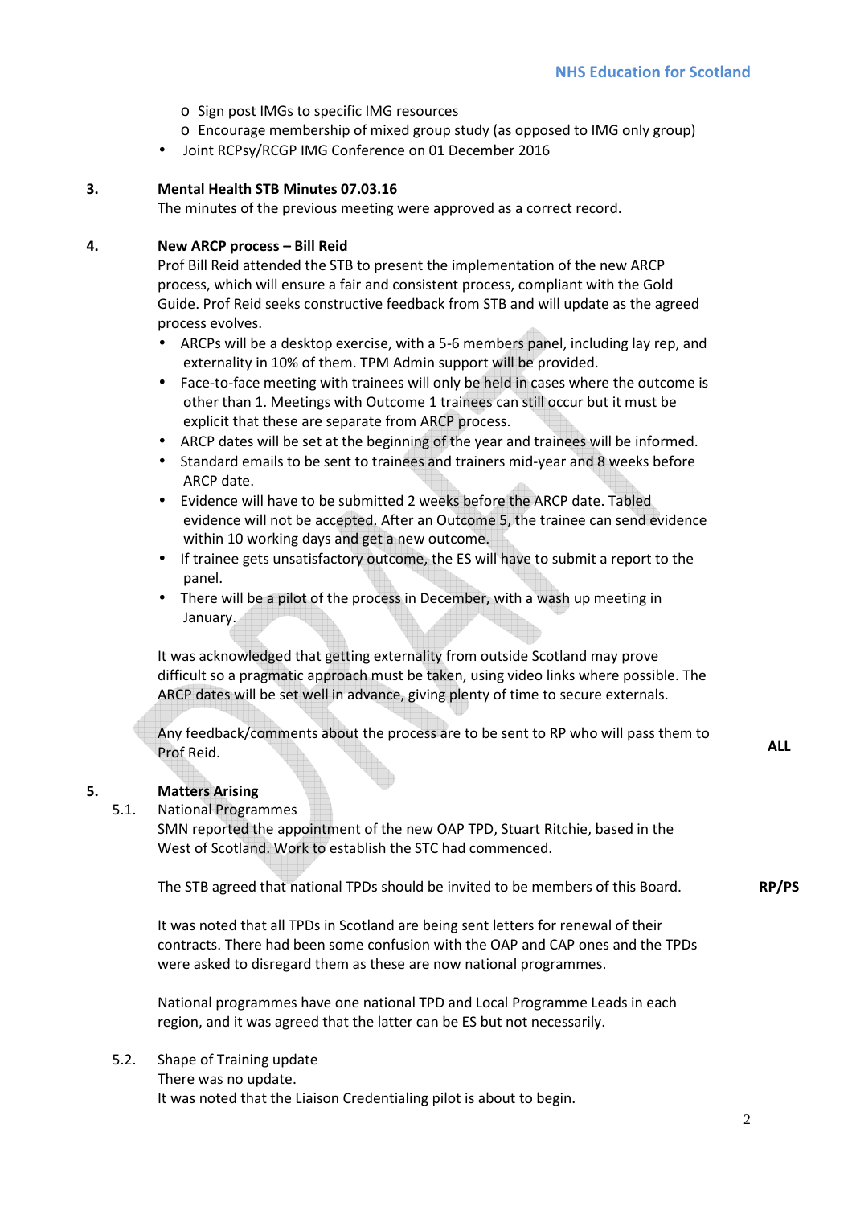- Sign post IMGs to specific IMG resources
- Encourage membership of mixed group study (as opposed to IMG only group)

- Joint RCPsy/RCGP IMG Conference on 01 December 2016

**3. Mental Health STB Minutes 07.03.16**

The minutes of the previous meeting were approved as a correct record.

**4. New ARCP process – Bill Reid**

Prof Bill Reid attended the STB to present the implementation of the new ARCP process, which will ensure a fair and consistent process, compliant with the Gold Guide. Prof Reid seeks constructive feedback from STB and will update as the agreed process evolves.

- ARCPs will be a desktop exercise, with a 5-6 members panel, including lay rep, and externality in 10% of them. TPM Admin support will be provided.
- Face-to-face meeting with trainees will only be held in cases where the outcome is other than 1. Meetings with Outcome 1 trainees can still occur but it must be explicit that these are separate from ARCP process.
- ARCP dates will be set at the beginning of the year and trainees will be informed.
- Standard emails to be sent to trainees and trainers mid-year and 8 weeks before ARCP date.
- Evidence will have to be submitted 2 weeks before the ARCP date. Tabled evidence will not be accepted. After an Outcome 5, the trainee can send evidence within 10 working days and get a new outcome.
- If trainee gets unsatisfactory outcome, the ES will have to submit a report to the panel.
- There will be a pilot of the process in December, with a wash up meeting in January.

It was acknowledged that getting externality from outside Scotland may prove difficult so a pragmatic approach must be taken, using video links where possible. The ARCP dates will be set well in advance, giving plenty of time to secure externals.

Any feedback/comments about the process are to be sent to RP who will pass them to Prof Reid. **ALL**

**5. Matters Arising**

5.1. National Programmes

SMN reported the appointment of the new OAP TPD, Stuart Ritchie, based in the West of Scotland. Work to establish the STC had commenced.

The STB agreed that national TPDs should be invited to be members of this Board. **RP/PS**

It was noted that all TPDs in Scotland are being sent letters for renewal of their contracts. There had been some confusion with the OAP and CAP ones and the TPDs were asked to disregard them as these are now national programmes.

National programmes have one national TPD and Local Programme Leads in each region, and it was agreed that the latter can be ES but not necessarily.

5.2. Shape of Training update

There was no update.

It was noted that the Liaison Credentialing pilot is about to begin.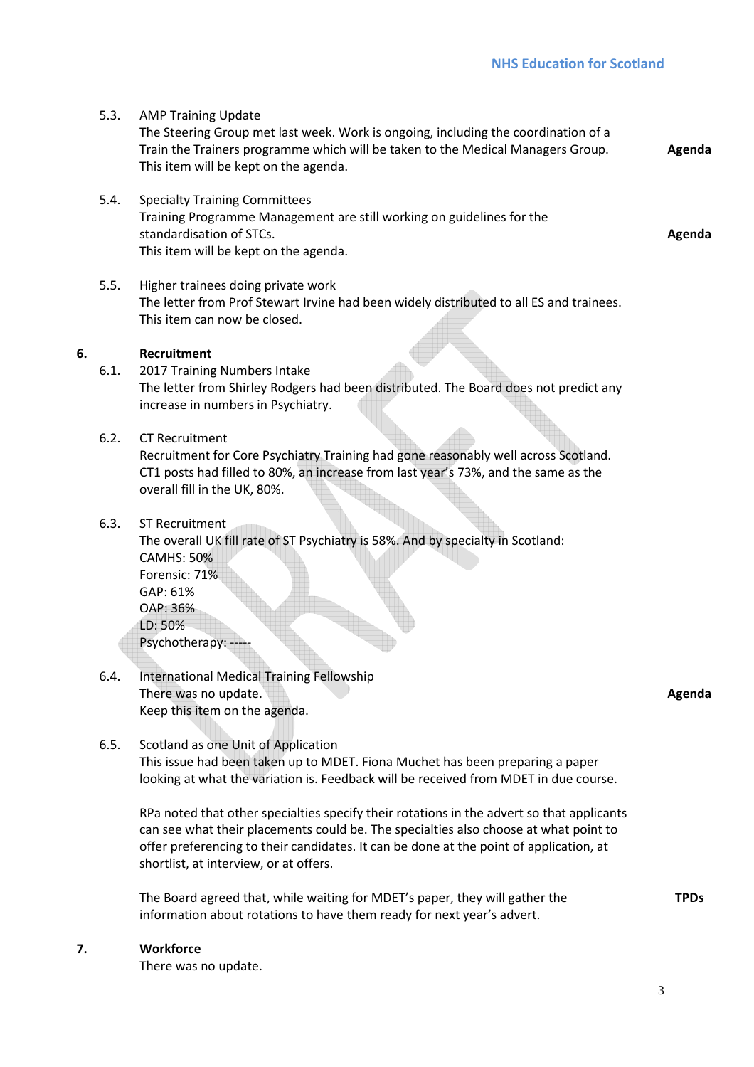5.3. AMP Training Update

The Steering Group met last week. Work is ongoing, including the coordination of a Train the Trainers programme which will be taken to the Medical Managers Group. This item will be kept on the agenda. **Agenda**

5.4. Specialty Training Committees

Training Programme Management are still working on guidelines for the standardisation of STCs. This item will be kept on the agenda. **Agenda**

5.5. Higher trainees doing private work

The letter from Prof Stewart Irvine had been widely distributed to all ES and trainees. This item can now be closed.

## 6. Recruitment

6.1. 2017 Training Numbers Intake

The letter from Shirley Rodgers had been distributed. The Board does not predict any increase in numbers in Psychiatry.

6.2. CT Recruitment

Recruitment for Core Psychiatry Training had gone reasonably well across Scotland. CT1 posts had filled to 80%, an increase from last year's 73%, and the same as the overall fill in the UK, 80%.

6.3. ST Recruitment

The overall UK fill rate of ST Psychiatry is 58%. And by specialty in Scotland:
CAMHS: 50%
Forensic: 71%
GAP: 61%
OAP: 36%
LD: 50%
Psychotherapy: -----

6.4. International Medical Training Fellowship

There was no update. Keep this item on the agenda. **Agenda**

6.5. Scotland as one Unit of Application

This issue had been taken up to MDET. Fiona Muchet has been preparing a paper looking at what the variation is. Feedback will be received from MDET in due course.

RPa noted that other specialties specify their rotations in the advert so that applicants can see what their placements could be. The specialties also choose at what point to offer preferencing to their candidates. It can be done at the point of application, at shortlist, at interview, or at offers.

The Board agreed that, while waiting for MDET's paper, they will gather the information about rotations to have them ready for next year's advert. **TPDs**

## 7. Workforce

There was no update.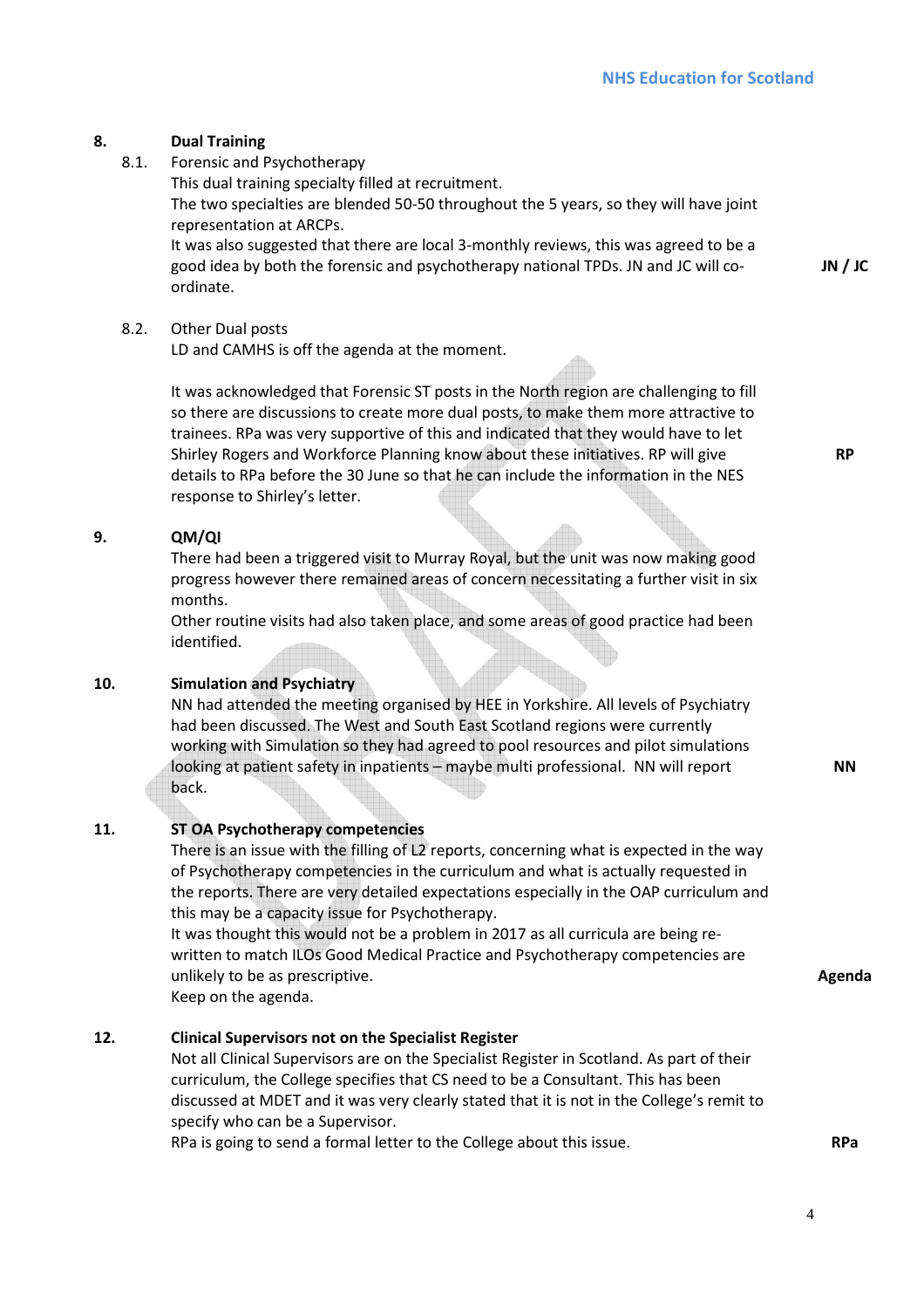## 8. Dual Training

**8.1.** Forensic and Psychotherapy

This dual training specialty filled at recruitment.

The two specialties are blended 50-50 throughout the 5 years, so they will have joint representation at ARCPs.

It was also suggested that there are local 3-monthly reviews, this was agreed to be a good idea by both the forensic and psychotherapy national TPDs. JN and JC will co-ordinate. **JN / JC**

**8.2.** Other Dual posts

LD and CAMHS is off the agenda at the moment.

It was acknowledged that Forensic ST posts in the North region are challenging to fill so there are discussions to create more dual posts, to make them more attractive to trainees. RPa was very supportive of this and indicated that they would have to let Shirley Rogers and Workforce Planning know about these initiatives. RP will give details to RPa before the 30 June so that he can include the information in the NES response to Shirley's letter. **RP**

## 9. QM/QI

There had been a triggered visit to Murray Royal, but the unit was now making good progress however there remained areas of concern necessitating a further visit in six months.

Other routine visits had also taken place, and some areas of good practice had been identified.

## 10. Simulation and Psychiatry

NN had attended the meeting organised by HEE in Yorkshire. All levels of Psychiatry had been discussed. The West and South East Scotland regions were currently working with Simulation so they had agreed to pool resources and pilot simulations looking at patient safety in inpatients – maybe multi professional. NN will report back. **NN**

## 11. ST OA Psychotherapy competencies

There is an issue with the filling of L2 reports, concerning what is expected in the way of Psychotherapy competencies in the curriculum and what is actually requested in the reports. There are very detailed expectations especially in the OAP curriculum and this may be a capacity issue for Psychotherapy.

It was thought this would not be a problem in 2017 as all curricula are being re-written to match ILOs Good Medical Practice and Psychotherapy competencies are unlikely to be as prescriptive. **Agenda**

Keep on the agenda.

## 12. Clinical Supervisors not on the Specialist Register

Not all Clinical Supervisors are on the Specialist Register in Scotland. As part of their curriculum, the College specifies that CS need to be a Consultant. This has been discussed at MDET and it was very clearly stated that it is not in the College's remit to specify who can be a Supervisor.

RPa is going to send a formal letter to the College about this issue. **RPa**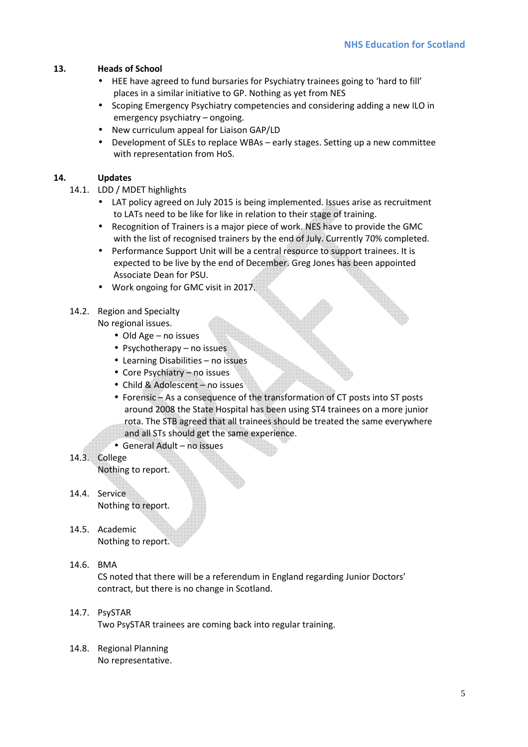**13. Heads of School**

- HEE have agreed to fund bursaries for Psychiatry trainees going to 'hard to fill' places in a similar initiative to GP. Nothing as yet from NES
- Scoping Emergency Psychiatry competencies and considering adding a new ILO in emergency psychiatry – ongoing.
- New curriculum appeal for Liaison GAP/LD
- Development of SLEs to replace WBAs – early stages. Setting up a new committee with representation from HoS.

**14. Updates**

14.1. LDD / MDET highlights

- LAT policy agreed on July 2015 is being implemented. Issues arise as recruitment to LATs need to be like for like in relation to their stage of training.
- Recognition of Trainers is a major piece of work. NES have to provide the GMC with the list of recognised trainers by the end of July. Currently 70% completed.
- Performance Support Unit will be a central resource to support trainees. It is expected to be live by the end of December. Greg Jones has been appointed Associate Dean for PSU.
- Work ongoing for GMC visit in 2017.

14.2. Region and Specialty

No regional issues.

- Old Age – no issues
- Psychotherapy – no issues
- Learning Disabilities – no issues
- Core Psychiatry – no issues
- Child & Adolescent – no issues
- Forensic – As a consequence of the transformation of CT posts into ST posts around 2008 the State Hospital has been using ST4 trainees on a more junior rota. The STB agreed that all trainees should be treated the same everywhere and all STs should get the same experience.
- General Adult – no issues

14.3. College

Nothing to report.

14.4. Service

Nothing to report.

14.5. Academic

Nothing to report.

14.6. BMA

CS noted that there will be a referendum in England regarding Junior Doctors' contract, but there is no change in Scotland.

14.7. PsySTAR

Two PsySTAR trainees are coming back into regular training.

14.8. Regional Planning

No representative.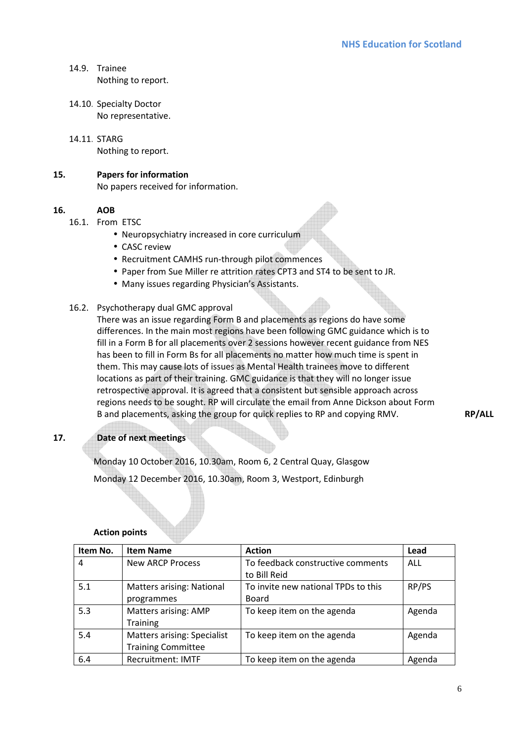14.9. Trainee
Nothing to report.

14.10. Specialty Doctor
No representative.

14.11. STARG
Nothing to report.

**15. Papers for information**
No papers received for information.

**16. AOB**

16.1. From ETSC

- Neuropsychiatry increased in core curriculum
- CASC review
- Recruitment CAMHS run-through pilot commences
- Paper from Sue Miller re attrition rates CPT3 and ST4 to be sent to JR.
- Many issues regarding Physician's Assistants.

16.2. Psychotherapy dual GMC approval
There was an issue regarding Form B and placements as regions do have some differences. In the main most regions have been following GMC guidance which is to fill in a Form B for all placements over 2 sessions however recent guidance from NES has been to fill in Form Bs for all placements no matter how much time is spent in them. This may cause lots of issues as Mental Health trainees move to different locations as part of their training. GMC guidance is that they will no longer issue retrospective approval. It is agreed that a consistent but sensible approach across regions needs to be sought. RP will circulate the email from Anne Dickson about Form B and placements, asking the group for quick replies to RP and copying RMV. **RP/ALL**

**17. Date of next meetings**

Monday 10 October 2016, 10.30am, Room 6, 2 Central Quay, Glasgow

Monday 12 December 2016, 10.30am, Room 3, Westport, Edinburgh

**Action points**

| Item No. | Item Name | Action | Lead |
|---|---|---|---|
| 4 | New ARCP Process | To feedback constructive comments to Bill Reid | ALL |
| 5.1 | Matters arising: National programmes | To invite new national TPDs to this Board | RP/PS |
| 5.3 | Matters arising: AMP Training | To keep item on the agenda | Agenda |
| 5.4 | Matters arising: Specialist Training Committee | To keep item on the agenda | Agenda |
| 6.4 | Recruitment: IMTF | To keep item on the agenda | Agenda |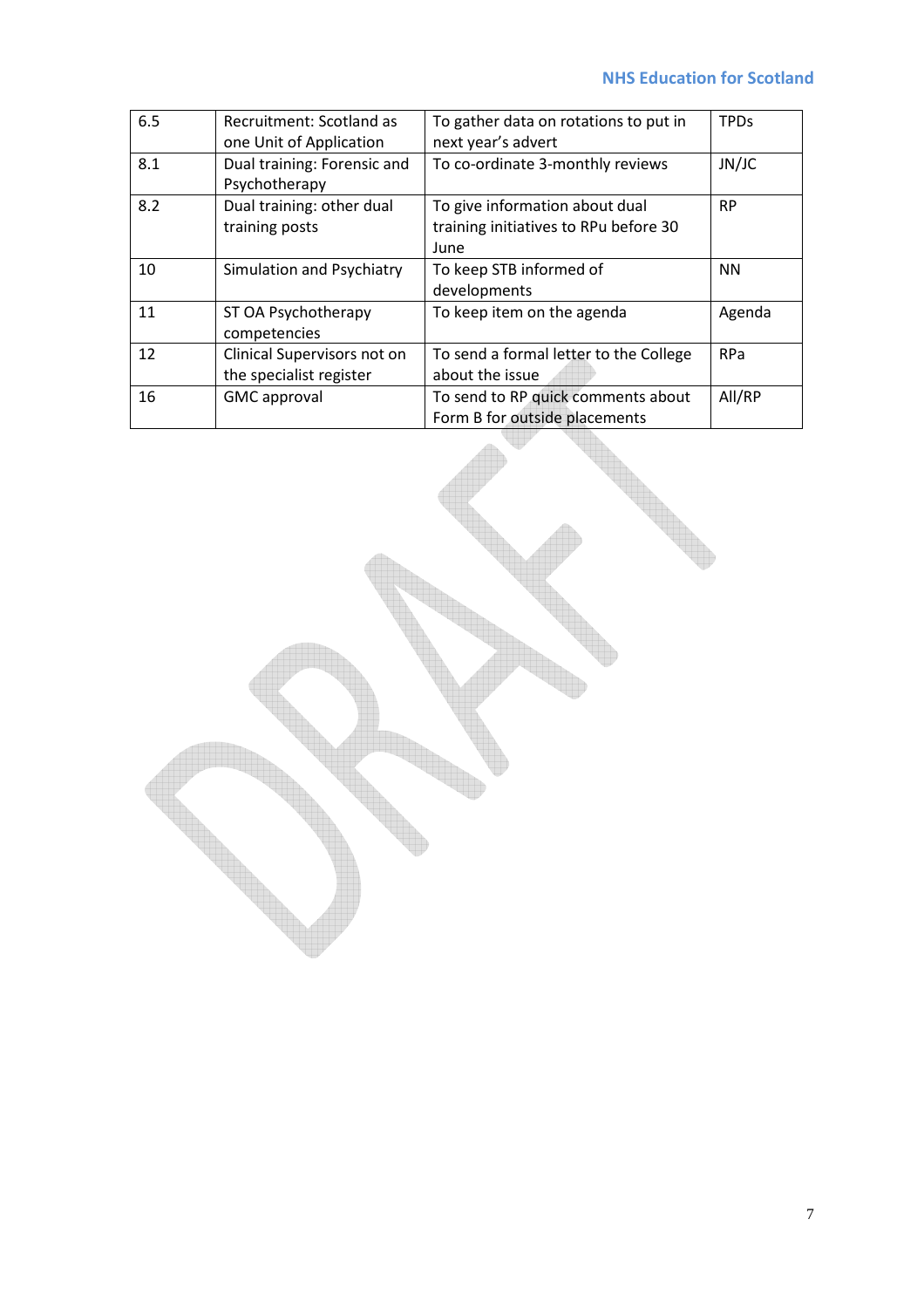| | | | |
|---|---|---|---|
| 6.5 | Recruitment: Scotland as one Unit of Application | To gather data on rotations to put in next year's advert | TPDs |
| 8.1 | Dual training: Forensic and Psychotherapy | To co-ordinate 3-monthly reviews | JN/JC |
| 8.2 | Dual training: other dual training posts | To give information about dual training initiatives to RPu before 30 June | RP |
| 10 | Simulation and Psychiatry | To keep STB informed of developments | NN |
| 11 | ST OA Psychotherapy competencies | To keep item on the agenda | Agenda |
| 12 | Clinical Supervisors not on the specialist register | To send a formal letter to the College about the issue | RPa |
| 16 | GMC approval | To send to RP quick comments about Form B for outside placements | All/RP |